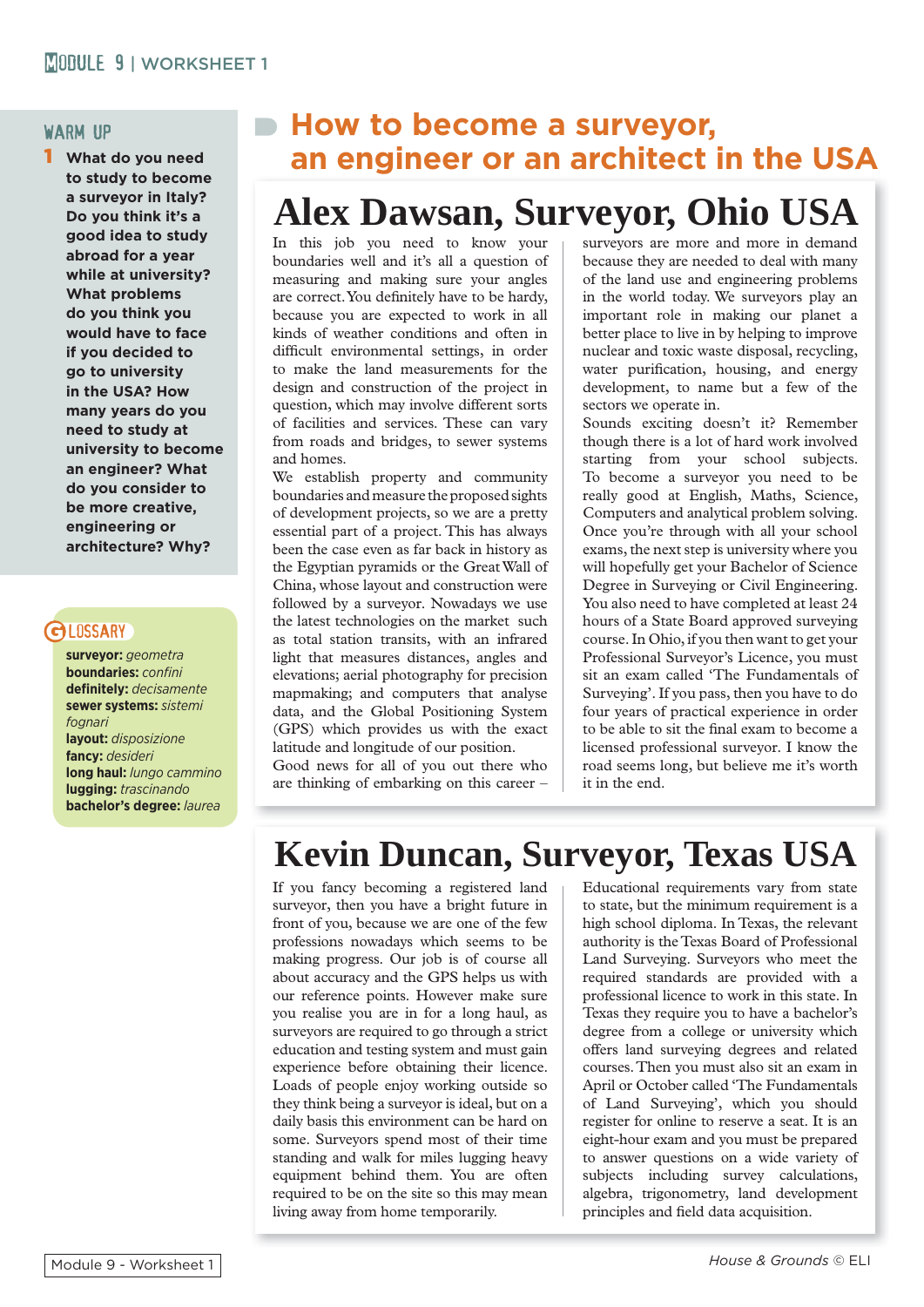## WARM UP

1 What do you need to study to become a surveyor in Italy? Do you think it's a good idea to study abroad for a year while at university? What problems do you think you would have to face if you decided to go to university in the USA? How many years do you need to study at university to become an engineer? What do you consider to be more creative, engineering or architecture? Why?

## GLOSSARY

**surveyor:** *geometra*
**boundaries:** *confini*
**definitely:** *decisamente*
**sewer systems:** *sistemi fognari*
**layout:** *disposizione*
**fancy:** *desideri*
**long haul:** *lungo cammino*
**lugging:** *trascinando*
**bachelor's degree:** *laurea*

# How to become a surveyor, an engineer or an architect in the USA

## Alex Dawsan, Surveyor, Ohio USA

In this job you need to know your boundaries well and it's all a question of measuring and making sure your angles are correct. You definitely have to be hardy, because you are expected to work in all kinds of weather conditions and often in difficult environmental settings, in order to make the land measurements for the design and construction of the project in question, which may involve different sorts of facilities and services. These can vary from roads and bridges, to sewer systems and homes.

We establish property and community boundaries and measure the proposed sights of development projects, so we are a pretty essential part of a project. This has always been the case even as far back in history as the Egyptian pyramids or the Great Wall of China, whose layout and construction were followed by a surveyor. Nowadays we use the latest technologies on the market such as total station transits, with an infrared light that measures distances, angles and elevations; aerial photography for precision mapmaking; and computers that analyse data, and the Global Positioning System (GPS) which provides us with the exact latitude and longitude of our position.

Good news for all of you out there who are thinking of embarking on this career – surveyors are more and more in demand because they are needed to deal with many of the land use and engineering problems in the world today. We surveyors play an important role in making our planet a better place to live in by helping to improve nuclear and toxic waste disposal, recycling, water purification, housing, and energy development, to name but a few of the sectors we operate in.

Sounds exciting doesn't it? Remember though there is a lot of hard work involved starting from your school subjects. To become a surveyor you need to be really good at English, Maths, Science, Computers and analytical problem solving. Once you're through with all your school exams, the next step is university where you will hopefully get your Bachelor of Science Degree in Surveying or Civil Engineering. You also need to have completed at least 24 hours of a State Board approved surveying course. In Ohio, if you then want to get your Professional Surveyor's Licence, you must sit an exam called 'The Fundamentals of Surveying'. If you pass, then you have to do four years of practical experience in order to be able to sit the final exam to become a licensed professional surveyor. I know the road seems long, but believe me it's worth it in the end.

## Kevin Duncan, Surveyor, Texas USA

If you fancy becoming a registered land surveyor, then you have a bright future in front of you, because we are one of the few professions nowadays which seems to be making progress. Our job is of course all about accuracy and the GPS helps us with our reference points. However make sure you realise you are in for a long haul, as surveyors are required to go through a strict education and testing system and must gain experience before obtaining their licence. Loads of people enjoy working outside so they think being a surveyor is ideal, but on a daily basis this environment can be hard on some. Surveyors spend most of their time standing and walk for miles lugging heavy equipment behind them. You are often required to be on the site so this may mean living away from home temporarily.

Educational requirements vary from state to state, but the minimum requirement is a high school diploma. In Texas, the relevant authority is the Texas Board of Professional Land Surveying. Surveyors who meet the required standards are provided with a professional licence to work in this state. In Texas they require you to have a bachelor's degree from a college or university which offers land surveying degrees and related courses. Then you must also sit an exam in April or October called 'The Fundamentals of Land Surveying', which you should register for online to reserve a seat. It is an eight-hour exam and you must be prepared to answer questions on a wide variety of subjects including survey calculations, algebra, trigonometry, land development principles and field data acquisition.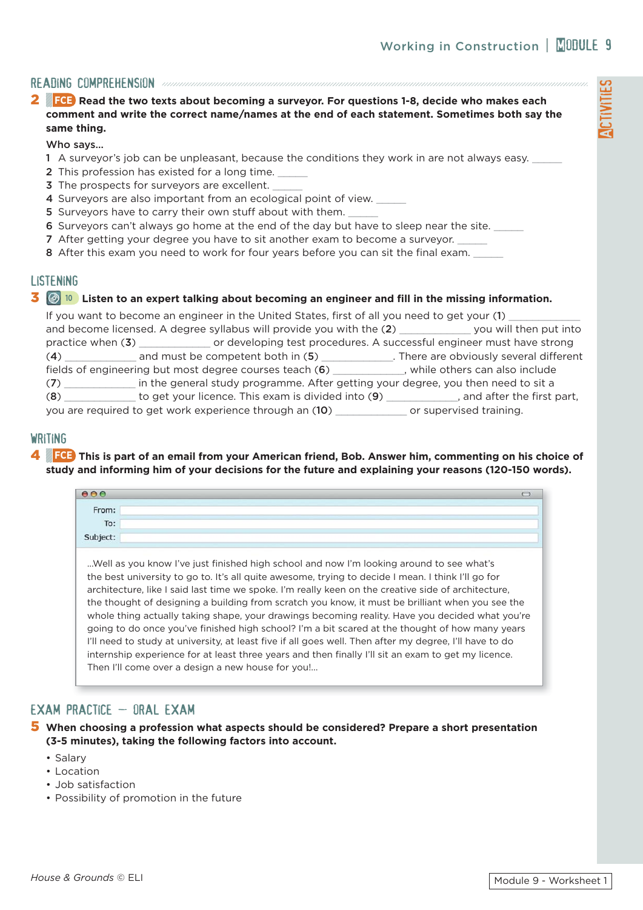## READING COMPREHENSION

**2** FCE **Read the two texts about becoming a surveyor. For questions 1-8, decide who makes each comment and write the correct name/names at the end of each statement. Sometimes both say the same thing.**

Who says...

1. A surveyor's job can be unpleasant, because the conditions they work in are not always easy. ______
2. This profession has existed for a long time. ______
3. The prospects for surveyors are excellent. ______
4. Surveyors are also important from an ecological point of view. ______
5. Surveyors have to carry their own stuff about with them. ______
6. Surveyors can't always go home at the end of the day but have to sleep near the site. ______
7. After getting your degree you have to sit another exam to become a surveyor. ______
8. After this exam you need to work for four years before you can sit the final exam. ______

## LISTENING

**3** 10 **Listen to an expert talking about becoming an engineer and fill in the missing information.**

If you want to become an engineer in the United States, first of all you need to get your (**1**) ____________ and become licensed. A degree syllabus will provide you with the (**2**) ____________ you will then put into practice when (**3**) ____________ or developing test procedures. A successful engineer must have strong (**4**) ____________ and must be competent both in (**5**) ____________. There are obviously several different fields of engineering but most degree courses teach (**6**) ____________, while others can also include (**7**) ____________ in the general study programme. After getting your degree, you then need to sit a (**8**) ____________ to get your licence. This exam is divided into (**9**) ____________, and after the first part, you are required to get work experience through an (**10**) ____________ or supervised training.

## WRITING

**4** FCE **This is part of an email from your American friend, Bob. Answer him, commenting on his choice of study and informing him of your decisions for the future and explaining your reasons (120-150 words).**

From:
To:
Subject:

...Well as you know I've just finished high school and now I'm looking around to see what's the best university to go to. It's all quite awesome, trying to decide I mean. I think I'll go for architecture, like I said last time we spoke. I'm really keen on the creative side of architecture, the thought of designing a building from scratch you know, it must be brilliant when you see the whole thing actually taking shape, your drawings becoming reality. Have you decided what you're going to do once you've finished high school? I'm a bit scared at the thought of how many years I'll need to study at university, at least five if all goes well. Then after my degree, I'll have to do internship experience for at least three years and then finally I'll sit an exam to get my licence. Then I'll come over a design a new house for you!...

## EXAM PRACTICE – ORAL EXAM

**5** **When choosing a profession what aspects should be considered? Prepare a short presentation (3-5 minutes), taking the following factors into account.**

- Salary
- Location
- Job satisfaction
- Possibility of promotion in the future